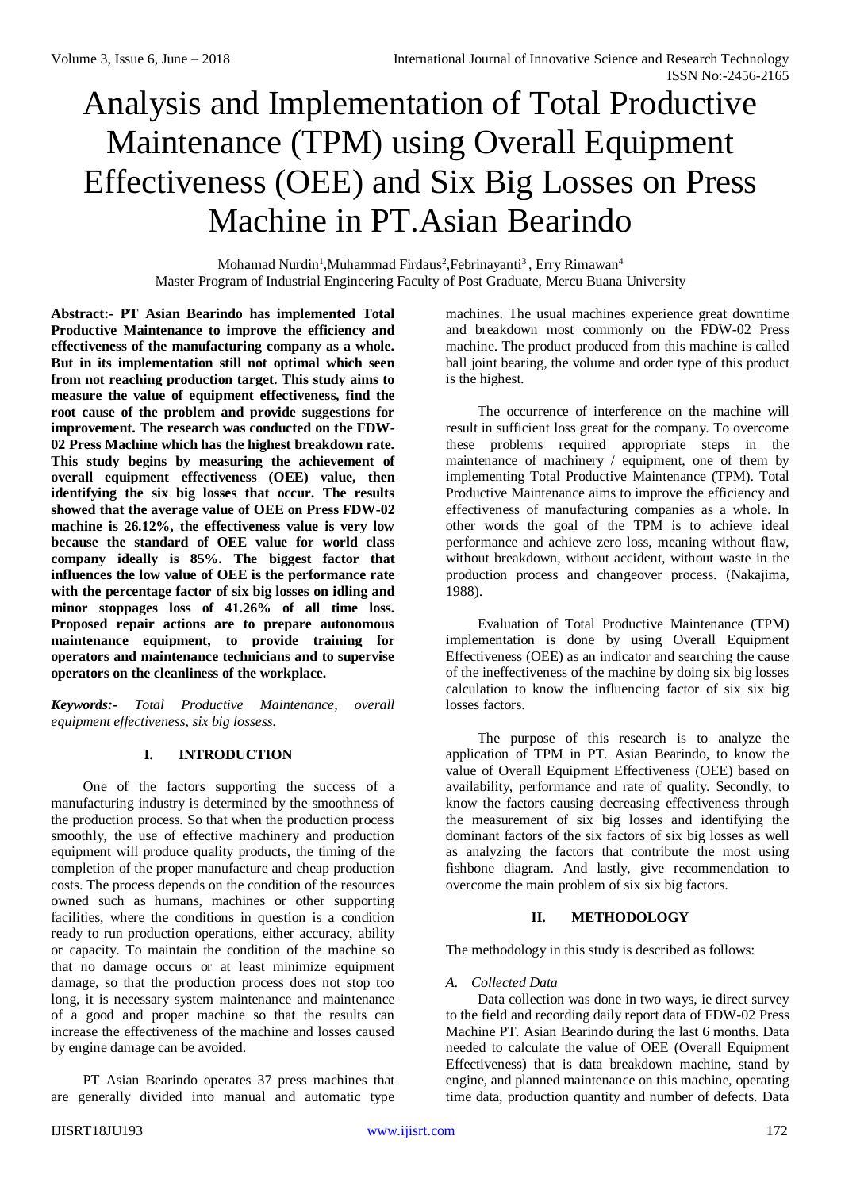# Analysis and Implementation of Total Productive Maintenance (TPM) using Overall Equipment Effectiveness (OEE) and Six Big Losses on Press Machine in PT.Asian Bearindo

Mohamad Nurdin[1], Muhammad Firdaus[2], Febrinayanti[3], Erry Rimawan[4]
Master Program of Industrial Engineering Faculty of Post Graduate, Mercu Buana University

**Abstract:- PT Asian Bearindo has implemented Total Productive Maintenance to improve the efficiency and effectiveness of the manufacturing company as a whole. But in its implementation still not optimal which seen from not reaching production target. This study aims to measure the value of equipment effectiveness, find the root cause of the problem and provide suggestions for improvement. The research was conducted on the FDW-02 Press Machine which has the highest breakdown rate. This study begins by measuring the achievement of overall equipment effectiveness (OEE) value, then identifying the six big losses that occur. The results showed that the average value of OEE on Press FDW-02 machine is 26.12%, the effectiveness value is very low because the standard of OEE value for world class company ideally is 85%. The biggest factor that influences the low value of OEE is the performance rate with the percentage factor of six big losses on idling and minor stoppages loss of 41.26% of all time loss. Proposed repair actions are to prepare autonomous maintenance equipment, to provide training for operators and maintenance technicians and to supervise operators on the cleanliness of the workplace.**

***Keywords:-*** *Total Productive Maintenance, overall equipment effectiveness, six big lossess.*

## I. INTRODUCTION

One of the factors supporting the success of a manufacturing industry is determined by the smoothness of the production process. So that when the production process smoothly, the use of effective machinery and production equipment will produce quality products, the timing of the completion of the proper manufacture and cheap production costs. The process depends on the condition of the resources owned such as humans, machines or other supporting facilities, where the conditions in question is a condition ready to run production operations, either accuracy, ability or capacity. To maintain the condition of the machine so that no damage occurs or at least minimize equipment damage, so that the production process does not stop too long, it is necessary system maintenance and maintenance of a good and proper machine so that the results can increase the effectiveness of the machine and losses caused by engine damage can be avoided.

PT Asian Bearindo operates 37 press machines that are generally divided into manual and automatic type machines. The usual machines experience great downtime and breakdown most commonly on the FDW-02 Press machine. The product produced from this machine is called ball joint bearing, the volume and order type of this product is the highest.

The occurrence of interference on the machine will result in sufficient loss great for the company. To overcome these problems required appropriate steps in the maintenance of machinery / equipment, one of them by implementing Total Productive Maintenance (TPM). Total Productive Maintenance aims to improve the efficiency and effectiveness of manufacturing companies as a whole. In other words the goal of the TPM is to achieve ideal performance and achieve zero loss, meaning without flaw, without breakdown, without accident, without waste in the production process and changeover process. (Nakajima, 1988).

Evaluation of Total Productive Maintenance (TPM) implementation is done by using Overall Equipment Effectiveness (OEE) as an indicator and searching the cause of the ineffectiveness of the machine by doing six big losses calculation to know the influencing factor of six six big losses factors.

The purpose of this research is to analyze the application of TPM in PT. Asian Bearindo, to know the value of Overall Equipment Effectiveness (OEE) based on availability, performance and rate of quality. Secondly, to know the factors causing decreasing effectiveness through the measurement of six big losses and identifying the dominant factors of the six factors of six big losses as well as analyzing the factors that contribute the most using fishbone diagram. And lastly, give recommendation to overcome the main problem of six six big factors.

## II. METHODOLOGY

The methodology in this study is described as follows:

### *A. Collected Data*

Data collection was done in two ways, ie direct survey to the field and recording daily report data of FDW-02 Press Machine PT. Asian Bearindo during the last 6 months. Data needed to calculate the value of OEE (Overall Equipment Effectiveness) that is data breakdown machine, stand by engine, and planned maintenance on this machine, operating time data, production quantity and number of defects. Data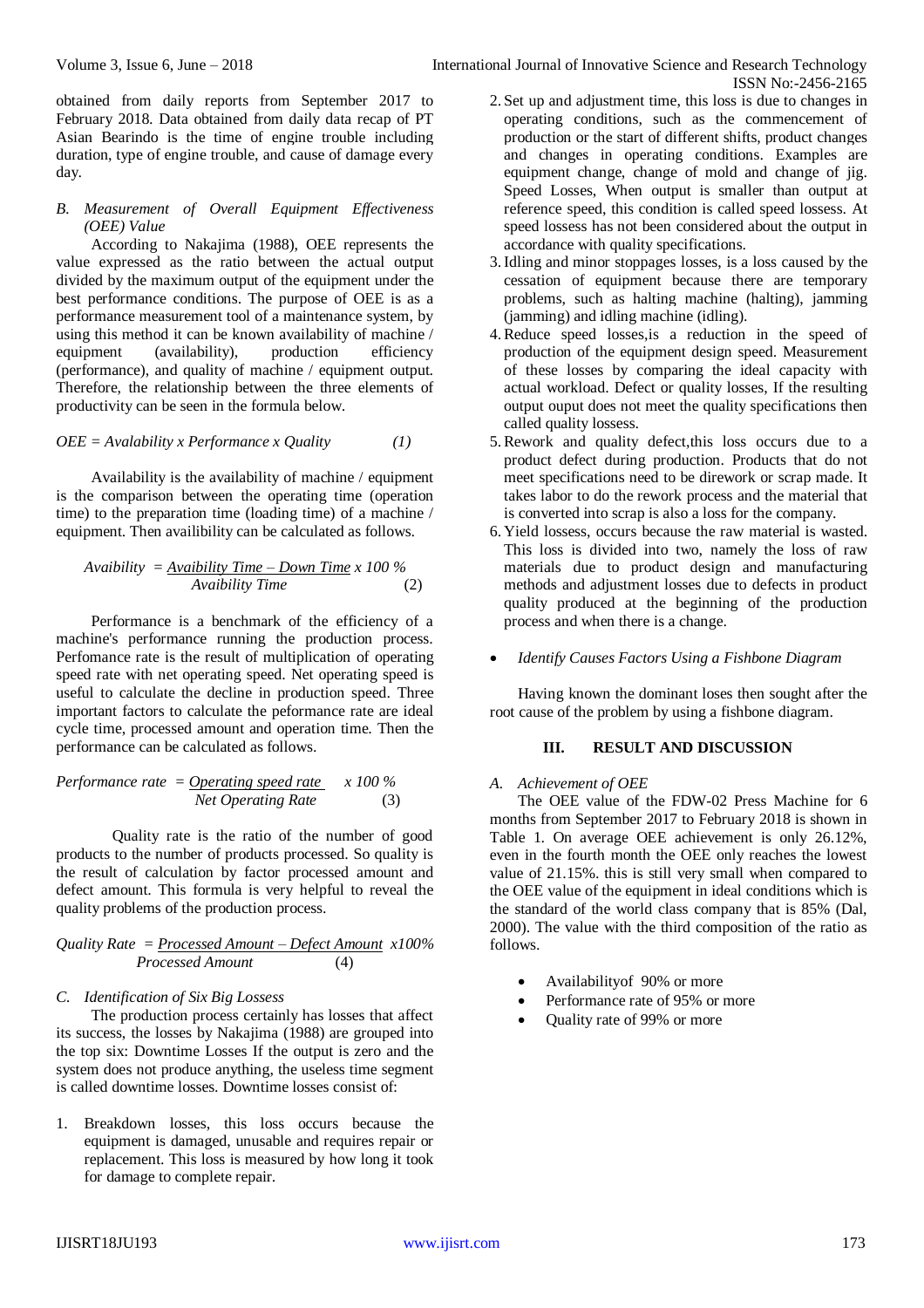obtained from daily reports from September 2017 to February 2018. Data obtained from daily data recap of PT Asian Bearindo is the time of engine trouble including duration, type of engine trouble, and cause of damage every day.

### *B. Measurement of Overall Equipment Effectiveness (OEE) Value*

According to Nakajima (1988), OEE represents the value expressed as the ratio between the actual output divided by the maximum output of the equipment under the best performance conditions. The purpose of OEE is as a performance measurement tool of a maintenance system, by using this method it can be known availability of machine / equipment (availability), production efficiency (performance), and quality of machine / equipment output. Therefore, the relationship between the three elements of productivity can be seen in the formula below.

$$OEE = Avalability \times Performance \times Quality \qquad (1)$$

Availability is the availability of machine / equipment is the comparison between the operating time (operation time) to the preparation time (loading time) of a machine / equipment. Then availibility can be calculated as follows.

$$Avaibility = \frac{Avaibility\ Time - Down\ Time}{Avaibility\ Time} \times 100\ \% \qquad (2)$$

Performance is a benchmark of the efficiency of a machine's performance running the production process. Perfomance rate is the result of multiplication of operating speed rate with net operating speed. Net operating speed is useful to calculate the decline in production speed. Three important factors to calculate the peformance rate are ideal cycle time, processed amount and operation time. Then the performance can be calculated as follows.

$$Performance\ rate = \frac{Operating\ speed\ rate}{Net\ Operating\ Rate} \times 100\ \% \qquad (3)$$

Quality rate is the ratio of the number of good products to the number of products processed. So quality is the result of calculation by factor processed amount and defect amount. This formula is very helpful to reveal the quality problems of the production process.

$$Quality\ Rate = \frac{Processed\ Amount - Defect\ Amount}{Processed\ Amount} \times 100\% \qquad (4)$$

### *C. Identification of Six Big Lossess*

The production process certainly has losses that affect its success, the losses by Nakajima (1988) are grouped into the top six: Downtime Losses If the output is zero and the system does not produce anything, the useless time segment is called downtime losses. Downtime losses consist of:

1. Breakdown losses, this loss occurs because the equipment is damaged, unusable and requires repair or replacement. This loss is measured by how long it took for damage to complete repair.
2. Set up and adjustment time, this loss is due to changes in operating conditions, such as the commencement of production or the start of different shifts, product changes and changes in operating conditions. Examples are equipment change, change of mold and change of jig. Speed Losses, When output is smaller than output at reference speed, this condition is called speed lossess. At speed lossess has not been considered about the output in accordance with quality specifications.
3. Idling and minor stoppages losses, is a loss caused by the cessation of equipment because there are temporary problems, such as halting machine (halting), jamming (jamming) and idling machine (idling).
4. Reduce speed losses,is a reduction in the speed of production of the equipment design speed. Measurement of these losses by comparing the ideal capacity with actual workload. Defect or quality losses, If the resulting output ouput does not meet the quality specifications then called quality lossess.
5. Rework and quality defect,this loss occurs due to a product defect during production. Products that do not meet specifications need to be dirework or scrap made. It takes labor to do the rework process and the material that is converted into scrap is also a loss for the company.
6. Yield lossess, occurs because the raw material is wasted. This loss is divided into two, namely the loss of raw materials due to product design and manufacturing methods and adjustment losses due to defects in product quality produced at the beginning of the production process and when there is a change.

- *Identify Causes Factors Using a Fishbone Diagram*

Having known the dominant loses then sought after the root cause of the problem by using a fishbone diagram.

## III. RESULT AND DISCUSSION

### *A. Achievement of OEE*

The OEE value of the FDW-02 Press Machine for 6 months from September 2017 to February 2018 is shown in Table 1. On average OEE achievement is only 26.12%, even in the fourth month the OEE only reaches the lowest value of 21.15%. this is still very small when compared to the OEE value of the equipment in ideal conditions which is the standard of the world class company that is 85% (Dal, 2000). The value with the third composition of the ratio as follows.

- Availabilityof 90% or more
- Performance rate of 95% or more
- Quality rate of 99% or more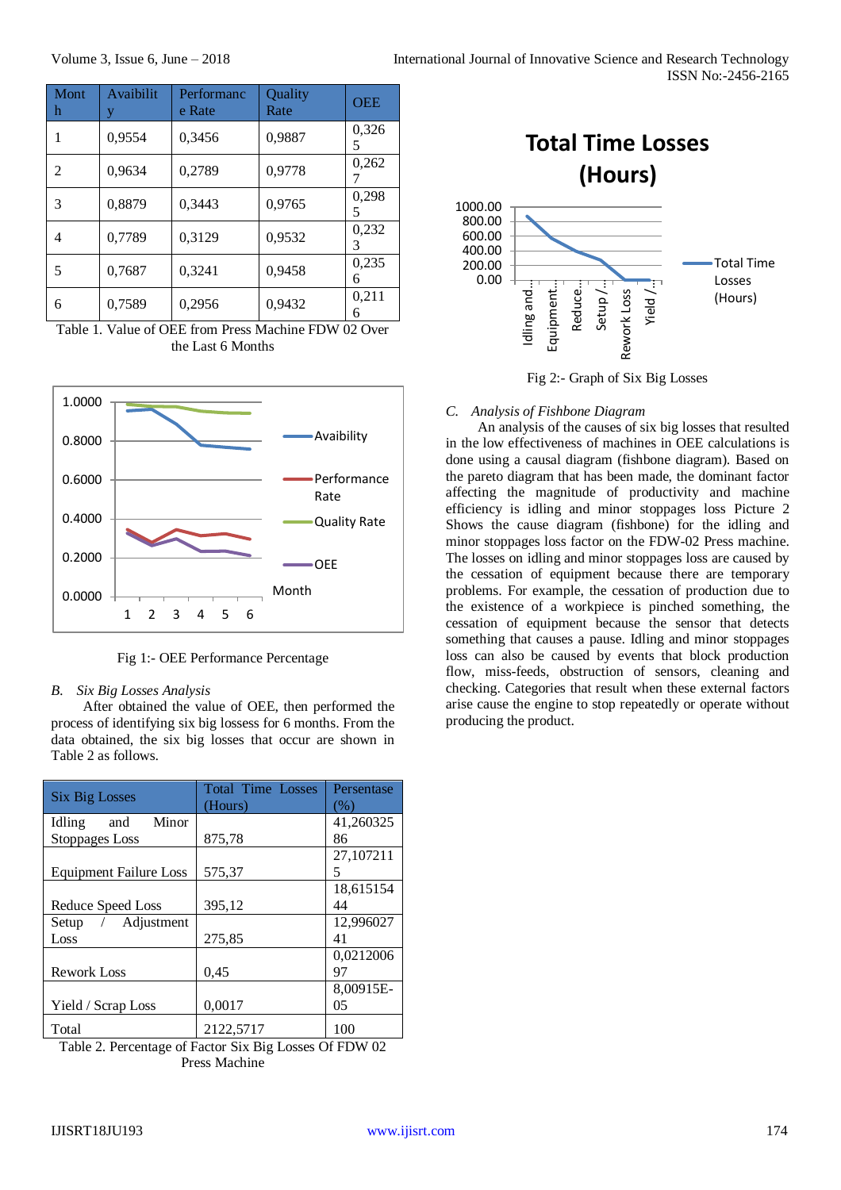| Month | Availibility | Performance Rate | Quality Rate | OEE |
|---|---|---|---|---|
| 1 | 0,9554 | 0,3456 | 0,9887 | 0,3265 |
| 2 | 0,9634 | 0,2789 | 0,9778 | 0,2627 |
| 3 | 0,8879 | 0,3443 | 0,9765 | 0,2985 |
| 4 | 0,7789 | 0,3129 | 0,9532 | 0,2323 |
| 5 | 0,7687 | 0,3241 | 0,9458 | 0,2356 |
| 6 | 0,7589 | 0,2956 | 0,9432 | 0,2116 |

Table 1. Value of OEE from Press Machine FDW 02 Over the Last 6 Months

1.0000
0.8000
0.6000
0.4000
0.2000
0.0000
1 2 3 4 5 6
Month
Availibility
Performance Rate
Quality Rate
OEE

Fig 1:- OEE Performance Percentage

### *B. Six Big Losses Analysis*

After obtained the value of OEE, then performed the process of identifying six big lossess for 6 months. From the data obtained, the six big losses that occur are shown in Table 2 as follows.

| Six Big Losses | Total Time Losses (Hours) | Persentase (%) |
|---|---|---|
| Idling and Minor Stoppages Loss | 875,78 | 41,26032586 |
| Equipment Failure Loss | 575,37 | 27,1072115 |
| Reduce Speed Loss | 395,12 | 18,61515444 |
| Setup / Adjustment Loss | 275,85 | 12,99602741 |
| Rework Loss | 0,45 | 0,021200697 |
| Yield / Scrap Loss | 0,0017 | 8,00915E-05 |
| Total | 2122,5717 | 100 |

Table 2. Percentage of Factor Six Big Losses Of FDW 02 Press Machine

**Total Time Losses (Hours)**

1000.00
800.00
600.00
400.00
200.00
0.00
Idling and...
Equipment...
Reduce...
Setup /...
Rework Loss
Yield /...
Total Time Losses (Hours)

Fig 2:- Graph of Six Big Losses

### *C. Analysis of Fishbone Diagram*

An analysis of the causes of six big losses that resulted in the low effectiveness of machines in OEE calculations is done using a causal diagram (fishbone diagram). Based on the pareto diagram that has been made, the dominant factor affecting the magnitude of productivity and machine efficiency is idling and minor stoppages loss Picture 2 Shows the cause diagram (fishbone) for the idling and minor stoppages loss factor on the FDW-02 Press machine. The losses on idling and minor stoppages loss are caused by the cessation of equipment because there are temporary problems. For example, the cessation of production due to the existence of a workpiece is pinched something, the cessation of equipment because the sensor that detects something that causes a pause. Idling and minor stoppages loss can also be caused by events that block production flow, miss-feeds, obstruction of sensors, cleaning and checking. Categories that result when these external factors arise cause the engine to stop repeatedly or operate without producing the product.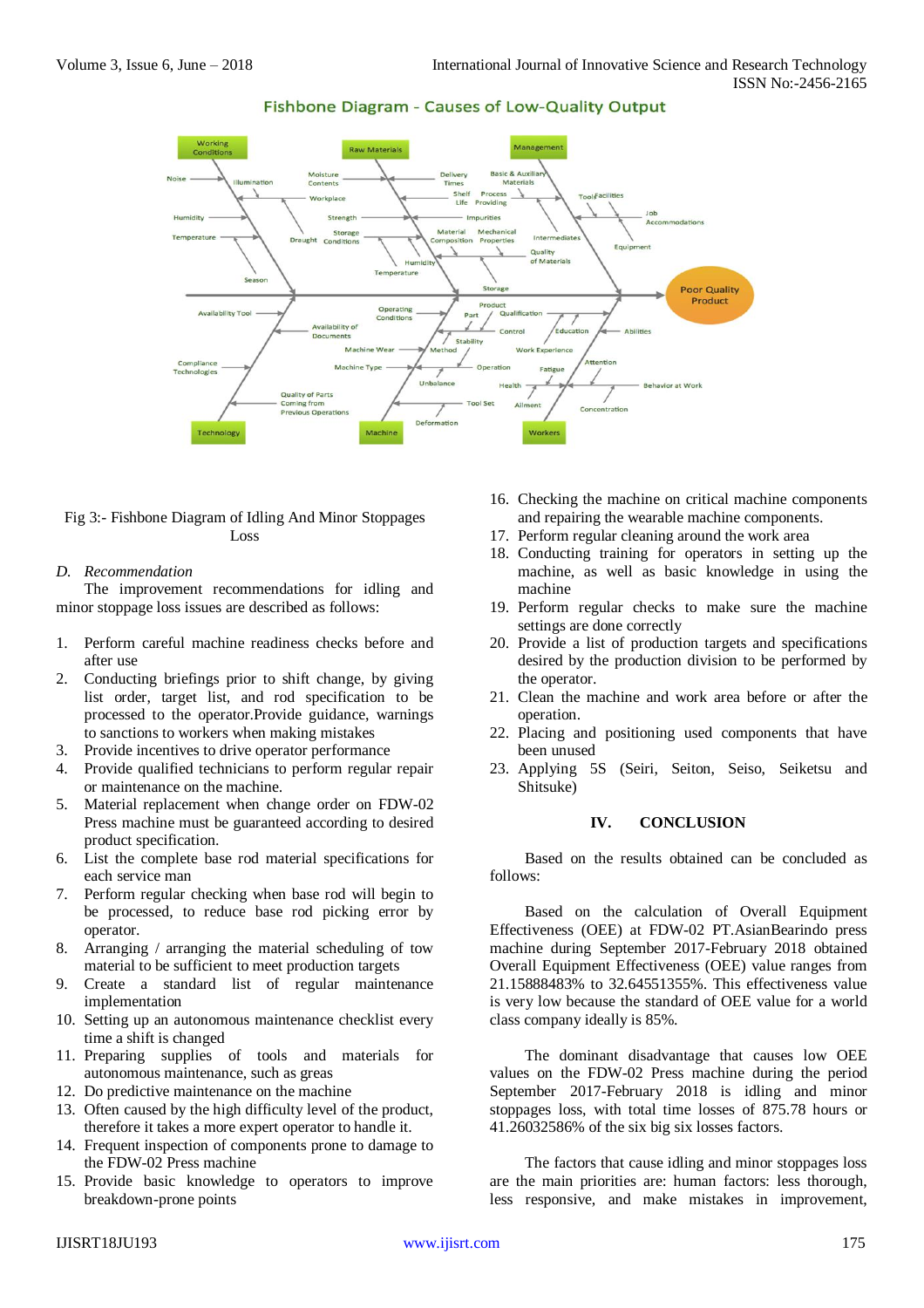Fishbone Diagram - Causes of Low-Quality Output

Working Conditions
Raw Materials
Management
Noise
Illumination
Moisture Contents
Workplace
Delivery Times
Shelf Life
Basic & Auxiliary Materials
Process Providing
Tool Facilities
Job Accommodations
Humidity
Strength
Impurities
Temperature
Draught
Storage Conditions
Material Composition
Mechanical Properties
Intermediates
Equipment
Quality of Materials
Humidity
Temperature
Season
Storage
Poor Quality Product
Availability Tool
Operating Conditions
Product
Part
Qualification
Availability of Documents
Stability
Control
Education
Abilities
Machine Wear
Method
Work Experience
Compliance Technologies
Machine Type
Operation
Fatigue
Attention
Unbalance
Health
Behavior at Work
Quality of Parts Coming from Previous Operations
Tool Set
Ailment
Concentration
Deformation
Technology
Machine
Workers

Fig 3:- Fishbone Diagram of Idling And Minor Stoppages Loss

### *D. Recommendation*

The improvement recommendations for idling and minor stoppage loss issues are described as follows:

1. Perform careful machine readiness checks before and after use
2. Conducting briefings prior to shift change, by giving list order, target list, and rod specification to be processed to the operator.Provide guidance, warnings to sanctions to workers when making mistakes
3. Provide incentives to drive operator performance
4. Provide qualified technicians to perform regular repair or maintenance on the machine.
5. Material replacement when change order on FDW-02 Press machine must be guaranteed according to desired product specification.
6. List the complete base rod material specifications for each service man
7. Perform regular checking when base rod will begin to be processed, to reduce base rod picking error by operator.
8. Arranging / arranging the material scheduling of tow material to be sufficient to meet production targets
9. Create a standard list of regular maintenance implementation
10. Setting up an autonomous maintenance checklist every time a shift is changed
11. Preparing supplies of tools and materials for autonomous maintenance, such as greas
12. Do predictive maintenance on the machine
13. Often caused by the high difficulty level of the product, therefore it takes a more expert operator to handle it.
14. Frequent inspection of components prone to damage to the FDW-02 Press machine
15. Provide basic knowledge to operators to improve breakdown-prone points
16. Checking the machine on critical machine components and repairing the wearable machine components.
17. Perform regular cleaning around the work area
18. Conducting training for operators in setting up the machine, as well as basic knowledge in using the machine
19. Perform regular checks to make sure the machine settings are done correctly
20. Provide a list of production targets and specifications desired by the production division to be performed by the operator.
21. Clean the machine and work area before or after the operation.
22. Placing and positioning used components that have been unused
23. Applying 5S (Seiri, Seiton, Seiso, Seiketsu and Shitsuke)

## IV. CONCLUSION

Based on the results obtained can be concluded as follows:

Based on the calculation of Overall Equipment Effectiveness (OEE) at FDW-02 PT.AsianBearindo press machine during September 2017-February 2018 obtained Overall Equipment Effectiveness (OEE) value ranges from 21.15888483% to 32.64551355%. This effectiveness value is very low because the standard of OEE value for a world class company ideally is 85%.

The dominant disadvantage that causes low OEE values on the FDW-02 Press machine during the period September 2017-February 2018 is idling and minor stoppages loss, with total time losses of 875.78 hours or 41.26032586% of the six big six losses factors.

The factors that cause idling and minor stoppages loss are the main priorities are: human factors: less thorough, less responsive, and make mistakes in improvement,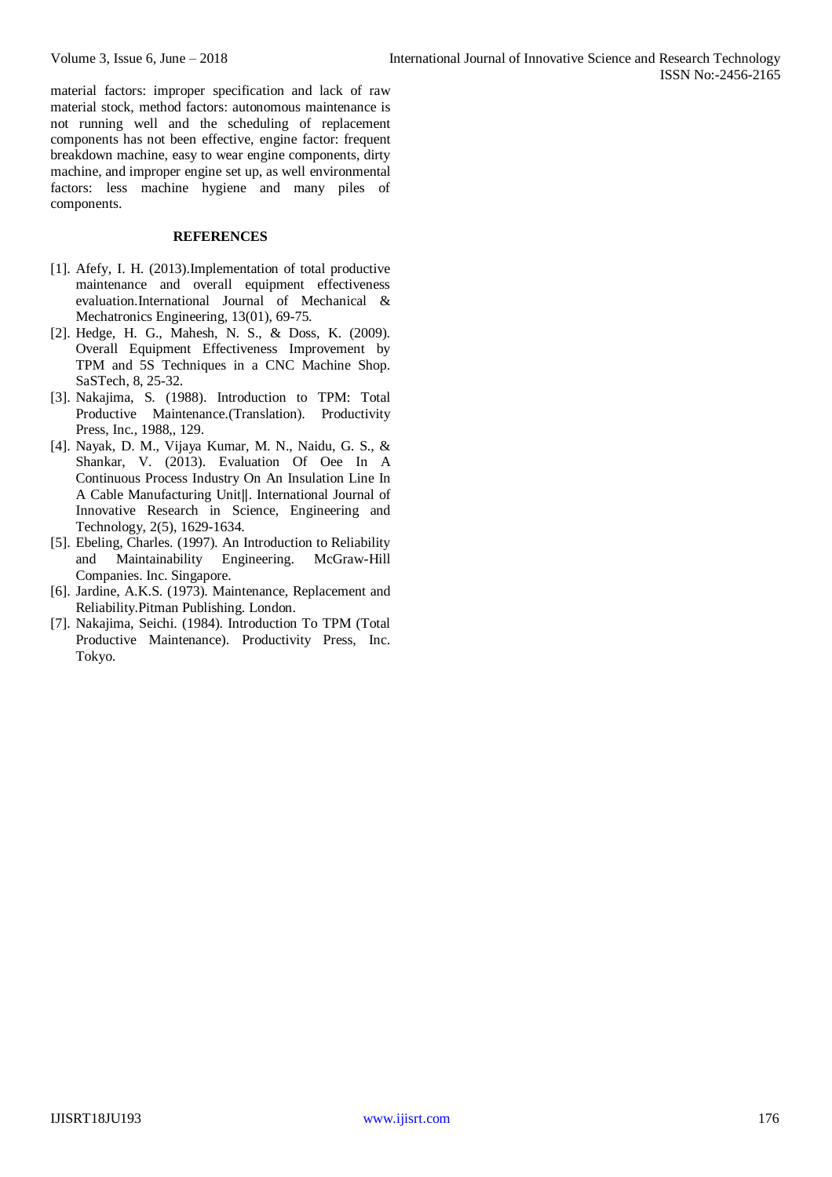material factors: improper specification and lack of raw material stock, method factors: autonomous maintenance is not running well and the scheduling of replacement components has not been effective, engine factor: frequent breakdown machine, easy to wear engine components, dirty machine, and improper engine set up, as well environmental factors: less machine hygiene and many piles of components.

## REFERENCES

[1]. Afefy, I. H. (2013).Implementation of total productive maintenance and overall equipment effectiveness evaluation.International Journal of Mechanical & Mechatronics Engineering, 13(01), 69-75.

[2]. Hedge, H. G., Mahesh, N. S., & Doss, K. (2009). Overall Equipment Effectiveness Improvement by TPM and 5S Techniques in a CNC Machine Shop. SaSTech, 8, 25-32.

[3]. Nakajima, S. (1988). Introduction to TPM: Total Productive Maintenance.(Translation). Productivity Press, Inc., 1988,, 129.

[4]. Nayak, D. M., Vijaya Kumar, M. N., Naidu, G. S., & Shankar, V. (2013). Evaluation Of Oee In A Continuous Process Industry On An Insulation Line In A Cable Manufacturing Unit‖. International Journal of Innovative Research in Science, Engineering and Technology, 2(5), 1629-1634.

[5]. Ebeling, Charles. (1997). An Introduction to Reliability and Maintainability Engineering. McGraw-Hill Companies. Inc. Singapore.

[6]. Jardine, A.K.S. (1973). Maintenance, Replacement and Reliability.Pitman Publishing. London.

[7]. Nakajima, Seichi. (1984). Introduction To TPM (Total Productive Maintenance). Productivity Press, Inc. Tokyo.